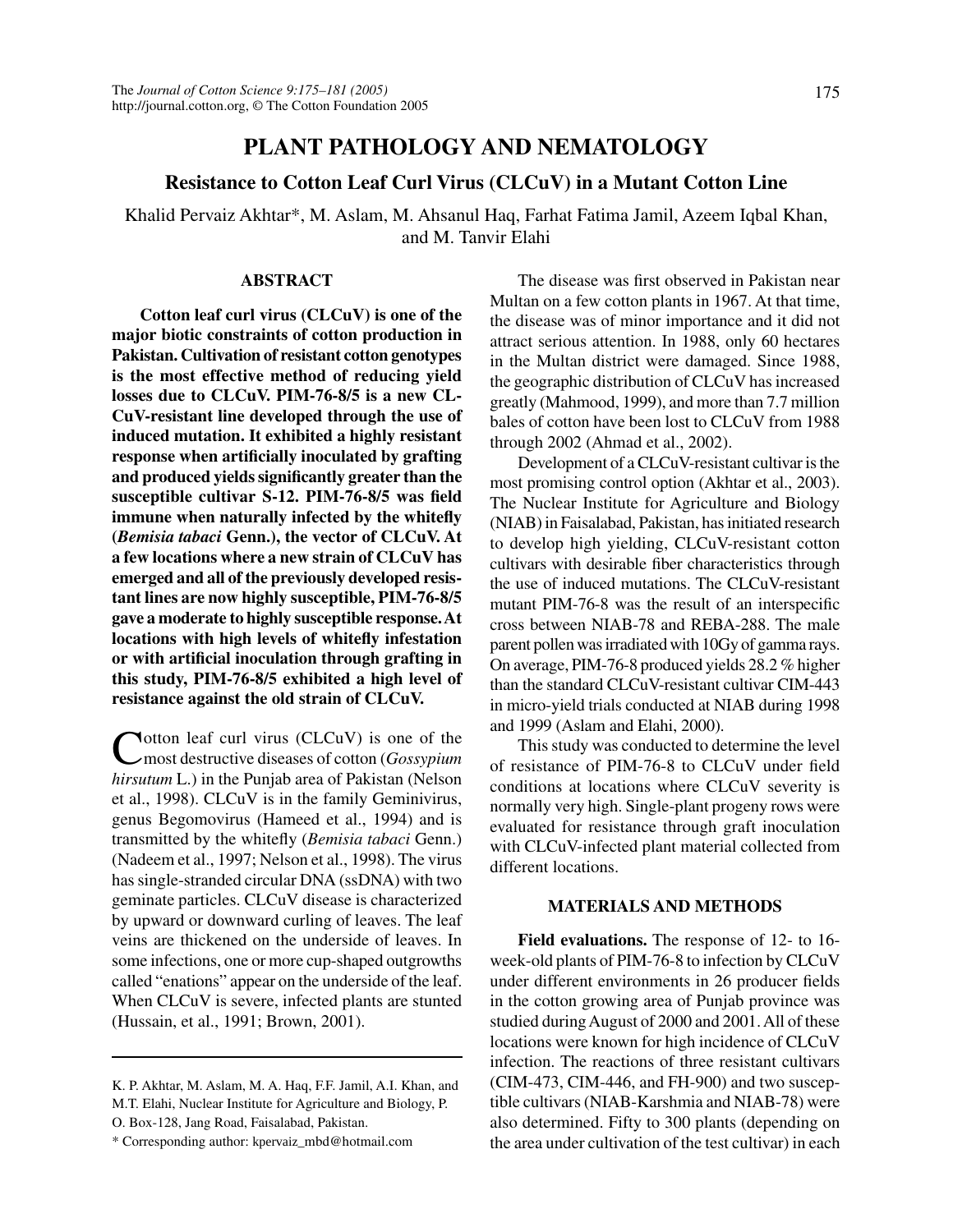# PLANT PATHOLOGY AND NEMATOLOGY

## Resistance to Cotton Leaf Curl Virus (CLCuV) in a Mutant Cotton Line

Khalid Pervaiz Akhtar*, M. Aslam, M. Ahsanul Haq, Farhat Fatima Jamil, Azeem Iqbal Khan, and M. Tanvir Elahi

### ABSTRACT

**Cotton leaf curl virus (CLCuV) is one of the major biotic constraints of cotton production in Pakistan. Cultivation of resistant cotton genotypes is the most effective method of reducing yield losses due to CLCuV. PIM-76-8/5 is a new CLCuV-resistant line developed through the use of induced mutation. It exhibited a highly resistant response when artificially inoculated by grafting and produced yields significantly greater than the susceptible cultivar S-12. PIM-76-8/5 was field immune when naturally infected by the whitefly (*Bemisia tabaci* Genn.), the vector of CLCuV. At a few locations where a new strain of CLCuV has emerged and all of the previously developed resistant lines are now highly susceptible, PIM-76-8/5 gave a moderate to highly susceptible response. At locations with high levels of whitefly infestation or with artificial inoculation through grafting in this study, PIM-76-8/5 exhibited a high level of resistance against the old strain of CLCuV.**

Cotton leaf curl virus (CLCuV) is one of the most destructive diseases of cotton (*Gossypium hirsutum* L.) in the Punjab area of Pakistan (Nelson et al., 1998). CLCuV is in the family Geminivirus, genus Begomovirus (Hameed et al., 1994) and is transmitted by the whitefly (*Bemisia tabaci* Genn.) (Nadeem et al., 1997; Nelson et al., 1998). The virus has single-stranded circular DNA (ssDNA) with two geminate particles. CLCuV disease is characterized by upward or downward curling of leaves. The leaf veins are thickened on the underside of leaves. In some infections, one or more cup-shaped outgrowths called "enations" appear on the underside of the leaf. When CLCuV is severe, infected plants are stunted (Hussain, et al., 1991; Brown, 2001).

The disease was first observed in Pakistan near Multan on a few cotton plants in 1967. At that time, the disease was of minor importance and it did not attract serious attention. In 1988, only 60 hectares in the Multan district were damaged. Since 1988, the geographic distribution of CLCuV has increased greatly (Mahmood, 1999), and more than 7.7 million bales of cotton have been lost to CLCuV from 1988 through 2002 (Ahmad et al., 2002).

Development of a CLCuV-resistant cultivar is the most promising control option (Akhtar et al., 2003). The Nuclear Institute for Agriculture and Biology (NIAB) in Faisalabad, Pakistan, has initiated research to develop high yielding, CLCuV-resistant cotton cultivars with desirable fiber characteristics through the use of induced mutations. The CLCuV-resistant mutant PIM-76-8 was the result of an interspecific cross between NIAB-78 and REBA-288. The male parent pollen was irradiated with 10Gy of gamma rays. On average, PIM-76-8 produced yields 28.2 % higher than the standard CLCuV-resistant cultivar CIM-443 in micro-yield trials conducted at NIAB during 1998 and 1999 (Aslam and Elahi, 2000).

This study was conducted to determine the level of resistance of PIM-76-8 to CLCuV under field conditions at locations where CLCuV severity is normally very high. Single-plant progeny rows were evaluated for resistance through graft inoculation with CLCuV-infected plant material collected from different locations.

### MATERIALS AND METHODS

**Field evaluations.** The response of 12- to 16-week-old plants of PIM-76-8 to infection by CLCuV under different environments in 26 producer fields in the cotton growing area of Punjab province was studied during August of 2000 and 2001. All of these locations were known for high incidence of CLCuV infection. The reactions of three resistant cultivars (CIM-473, CIM-446, and FH-900) and two susceptible cultivars (NIAB-Karshmia and NIAB-78) were also determined. Fifty to 300 plants (depending on the area under cultivation of the test cultivar) in each

K. P. Akhtar, M. Aslam, M. A. Haq, F.F. Jamil, A.I. Khan, and M.T. Elahi, Nuclear Institute for Agriculture and Biology, P. O. Box-128, Jang Road, Faisalabad, Pakistan.

\* Corresponding author: kpervaiz_mbd@hotmail.com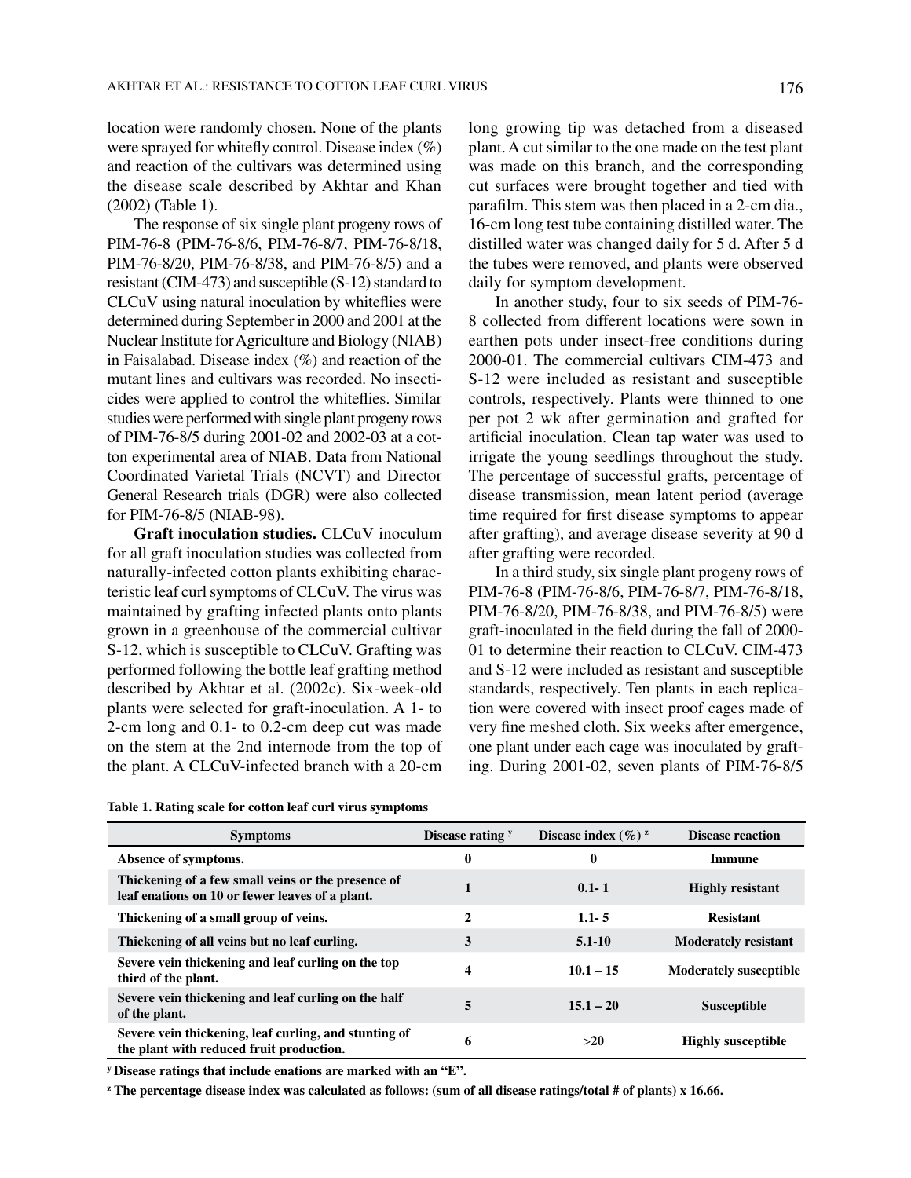location were randomly chosen. None of the plants were sprayed for whitefly control. Disease index (%) and reaction of the cultivars was determined using the disease scale described by Akhtar and Khan (2002) (Table 1).

The response of six single plant progeny rows of PIM-76-8 (PIM-76-8/6, PIM-76-8/7, PIM-76-8/18, PIM-76-8/20, PIM-76-8/38, and PIM-76-8/5) and a resistant (CIM-473) and susceptible (S-12) standard to CLCuV using natural inoculation by whiteflies were determined during September in 2000 and 2001 at the Nuclear Institute for Agriculture and Biology (NIAB) in Faisalabad. Disease index (%) and reaction of the mutant lines and cultivars was recorded. No insecticides were applied to control the whiteflies. Similar studies were performed with single plant progeny rows of PIM-76-8/5 during 2001-02 and 2002-03 at a cotton experimental area of NIAB. Data from National Coordinated Varietal Trials (NCVT) and Director General Research trials (DGR) were also collected for PIM-76-8/5 (NIAB-98).

**Graft inoculation studies.** CLCuV inoculum for all graft inoculation studies was collected from naturally-infected cotton plants exhibiting characteristic leaf curl symptoms of CLCuV. The virus was maintained by grafting infected plants onto plants grown in a greenhouse of the commercial cultivar S-12, which is susceptible to CLCuV. Grafting was performed following the bottle leaf grafting method described by Akhtar et al. (2002c). Six-week-old plants were selected for graft-inoculation. A 1- to 2-cm long and 0.1- to 0.2-cm deep cut was made on the stem at the 2nd internode from the top of the plant. A CLCuV-infected branch with a 20-cm long growing tip was detached from a diseased plant. A cut similar to the one made on the test plant was made on this branch, and the corresponding cut surfaces were brought together and tied with parafilm. This stem was then placed in a 2-cm dia., 16-cm long test tube containing distilled water. The distilled water was changed daily for 5 d. After 5 d the tubes were removed, and plants were observed daily for symptom development.

In another study, four to six seeds of PIM-76-8 collected from different locations were sown in earthen pots under insect-free conditions during 2000-01. The commercial cultivars CIM-473 and S-12 were included as resistant and susceptible controls, respectively. Plants were thinned to one per pot 2 wk after germination and grafted for artificial inoculation. Clean tap water was used to irrigate the young seedlings throughout the study. The percentage of successful grafts, percentage of disease transmission, mean latent period (average time required for first disease symptoms to appear after grafting), and average disease severity at 90 d after grafting were recorded.

In a third study, six single plant progeny rows of PIM-76-8 (PIM-76-8/6, PIM-76-8/7, PIM-76-8/18, PIM-76-8/20, PIM-76-8/38, and PIM-76-8/5) were graft-inoculated in the field during the fall of 2000-01 to determine their reaction to CLCuV. CIM-473 and S-12 were included as resistant and susceptible standards, respectively. Ten plants in each replication were covered with insect proof cages made of very fine meshed cloth. Six weeks after emergence, one plant under each cage was inoculated by grafting. During 2001-02, seven plants of PIM-76-8/5

**Table 1. Rating scale for cotton leaf curl virus symptoms**

| Symptoms | Disease rating [y] | Disease index (%) [z] | Disease reaction |
|---|---|---|---|
| Absence of symptoms. | 0 | 0 | Immune |
| Thickening of a few small veins or the presence of leaf enations on 10 or fewer leaves of a plant. | 1 | 0.1- 1 | Highly resistant |
| Thickening of a small group of veins. | 2 | 1.1- 5 | Resistant |
| Thickening of all veins but no leaf curling. | 3 | 5.1-10 | Moderately resistant |
| Severe vein thickening and leaf curling on the top third of the plant. | 4 | 10.1 – 15 | Moderately susceptible |
| Severe vein thickening and leaf curling on the half of the plant. | 5 | 15.1 – 20 | Susceptible |
| Severe vein thickening, leaf curling, and stunting of the plant with reduced fruit production. | 6 | >20 | Highly susceptible |

[y] Disease ratings that include enations are marked with an "E".

[z] The percentage disease index was calculated as follows: (sum of all disease ratings/total # of plants) x 16.66.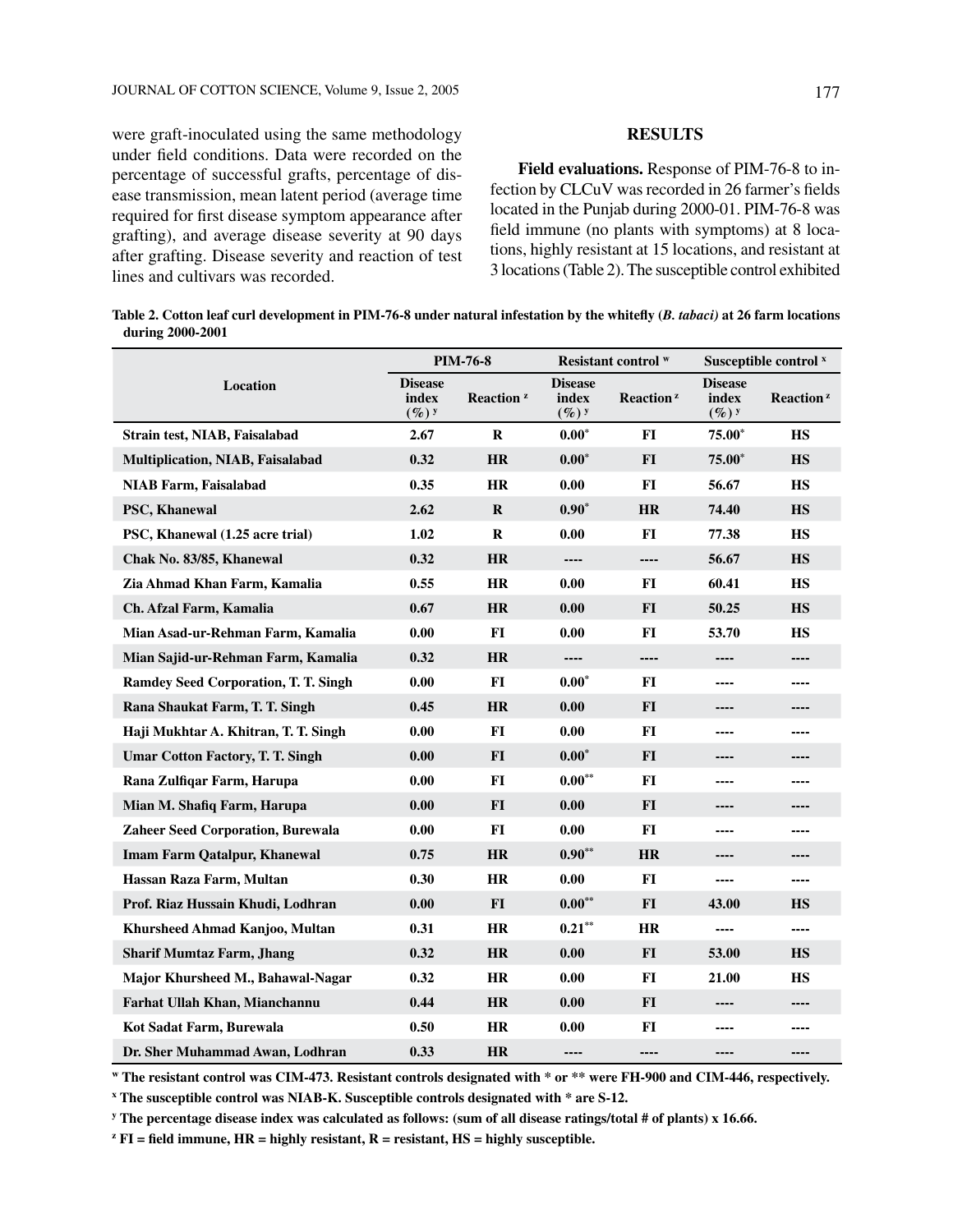were graft-inoculated using the same methodology under field conditions. Data were recorded on the percentage of successful grafts, percentage of disease transmission, mean latent period (average time required for first disease symptom appearance after grafting), and average disease severity at 90 days after grafting. Disease severity and reaction of test lines and cultivars was recorded.

## RESULTS

**Field evaluations.** Response of PIM-76-8 to infection by CLCuV was recorded in 26 farmer's fields located in the Punjab during 2000-01. PIM-76-8 was field immune (no plants with symptoms) at 8 locations, highly resistant at 15 locations, and resistant at 3 locations (Table 2). The susceptible control exhibited

**Table 2. Cotton leaf curl development in PIM-76-8 under natural infestation by the whitefly (*B. tabaci*) at 26 farm locations during 2000-2001**

| Location | PIM-76-8 | | Resistant control [w] | | Susceptible control [x] | |
|---|---|---|---|---|---|---|
| | Disease index (%) [y] | Reaction [z] | Disease index (%) [y] | Reaction [z] | Disease index (%) [y] | Reaction [z] |
| Strain test, NIAB, Faisalabad | 2.67 | R | 0.00* | FI | 75.00* | HS |
| Multiplication, NIAB, Faisalabad | 0.32 | HR | 0.00* | FI | 75.00* | HS |
| NIAB Farm, Faisalabad | 0.35 | HR | 0.00 | FI | 56.67 | HS |
| PSC, Khanewal | 2.62 | R | 0.90* | HR | 74.40 | HS |
| PSC, Khanewal (1.25 acre trial) | 1.02 | R | 0.00 | FI | 77.38 | HS |
| Chak No. 83/85, Khanewal | 0.32 | HR | ---- | ---- | 56.67 | HS |
| Zia Ahmad Khan Farm, Kamalia | 0.55 | HR | 0.00 | FI | 60.41 | HS |
| Ch. Afzal Farm, Kamalia | 0.67 | HR | 0.00 | FI | 50.25 | HS |
| Mian Asad-ur-Rehman Farm, Kamalia | 0.00 | FI | 0.00 | FI | 53.70 | HS |
| Mian Sajid-ur-Rehman Farm, Kamalia | 0.32 | HR | ---- | ---- | ---- | ---- |
| Ramdey Seed Corporation, T. T. Singh | 0.00 | FI | 0.00* | FI | ---- | ---- |
| Rana Shaukat Farm, T. T. Singh | 0.45 | HR | 0.00 | FI | ---- | ---- |
| Haji Mukhtar A. Khitran, T. T. Singh | 0.00 | FI | 0.00 | FI | ---- | ---- |
| Umar Cotton Factory, T. T. Singh | 0.00 | FI | 0.00* | FI | ---- | ---- |
| Rana Zulfiqar Farm, Harupa | 0.00 | FI | 0.00** | FI | ---- | ---- |
| Mian M. Shafiq Farm, Harupa | 0.00 | FI | 0.00 | FI | ---- | ---- |
| Zaheer Seed Corporation, Burewala | 0.00 | FI | 0.00 | FI | ---- | ---- |
| Imam Farm Qatalpur, Khanewal | 0.75 | HR | 0.90** | HR | ---- | ---- |
| Hassan Raza Farm, Multan | 0.30 | HR | 0.00 | FI | ---- | ---- |
| Prof. Riaz Hussain Khudi, Lodhran | 0.00 | FI | 0.00** | FI | 43.00 | HS |
| Khursheed Ahmad Kanjoo, Multan | 0.31 | HR | 0.21** | HR | ---- | ---- |
| Sharif Mumtaz Farm, Jhang | 0.32 | HR | 0.00 | FI | 53.00 | HS |
| Major Khursheed M., Bahawal-Nagar | 0.32 | HR | 0.00 | FI | 21.00 | HS |
| Farhat Ullah Khan, Mianchannu | 0.44 | HR | 0.00 | FI | ---- | ---- |
| Kot Sadat Farm, Burewala | 0.50 | HR | 0.00 | FI | ---- | ---- |
| Dr. Sher Muhammad Awan, Lodhran | 0.33 | HR | ---- | ---- | ---- | ---- |

[w] The resistant control was CIM-473. Resistant controls designated with * or ** were FH-900 and CIM-446, respectively.

[x] The susceptible control was NIAB-K. Susceptible controls designated with * are S-12.

[y] The percentage disease index was calculated as follows: (sum of all disease ratings/total # of plants) x 16.66.

[z] FI = field immune, HR = highly resistant, R = resistant, HS = highly susceptible.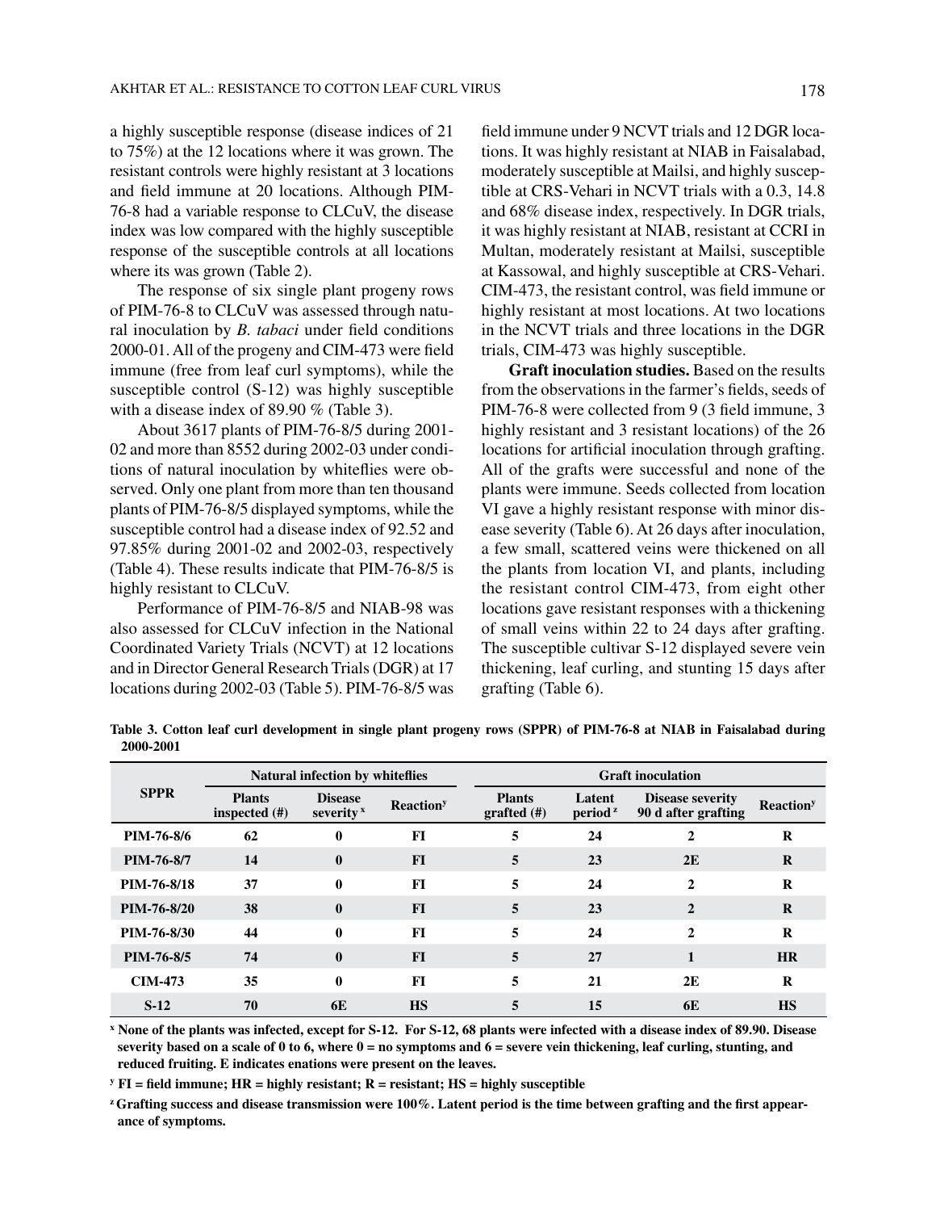a highly susceptible response (disease indices of 21 to 75%) at the 12 locations where it was grown. The resistant controls were highly resistant at 3 locations and field immune at 20 locations. Although PIM-76-8 had a variable response to CLCuV, the disease index was low compared with the highly susceptible response of the susceptible controls at all locations where its was grown (Table 2).

The response of six single plant progeny rows of PIM-76-8 to CLCuV was assessed through natural inoculation by *B. tabaci* under field conditions 2000-01. All of the progeny and CIM-473 were field immune (free from leaf curl symptoms), while the susceptible control (S-12) was highly susceptible with a disease index of 89.90 % (Table 3).

About 3617 plants of PIM-76-8/5 during 2001-02 and more than 8552 during 2002-03 under conditions of natural inoculation by whiteflies were observed. Only one plant from more than ten thousand plants of PIM-76-8/5 displayed symptoms, while the susceptible control had a disease index of 92.52 and 97.85% during 2001-02 and 2002-03, respectively (Table 4). These results indicate that PIM-76-8/5 is highly resistant to CLCuV.

Performance of PIM-76-8/5 and NIAB-98 was also assessed for CLCuV infection in the National Coordinated Variety Trials (NCVT) at 12 locations and in Director General Research Trials (DGR) at 17 locations during 2002-03 (Table 5). PIM-76-8/5 was field immune under 9 NCVT trials and 12 DGR locations. It was highly resistant at NIAB in Faisalabad, moderately susceptible at Mailsi, and highly susceptible at CRS-Vehari in NCVT trials with a 0.3, 14.8 and 68% disease index, respectively. In DGR trials, it was highly resistant at NIAB, resistant at CCRI in Multan, moderately resistant at Mailsi, susceptible at Kassowal, and highly susceptible at CRS-Vehari. CIM-473, the resistant control, was field immune or highly resistant at most locations. At two locations in the NCVT trials and three locations in the DGR trials, CIM-473 was highly susceptible.

**Graft inoculation studies.** Based on the results from the observations in the farmer's fields, seeds of PIM-76-8 were collected from 9 (3 field immune, 3 highly resistant and 3 resistant locations) of the 26 locations for artificial inoculation through grafting. All of the grafts were successful and none of the plants were immune. Seeds collected from location VI gave a highly resistant response with minor disease severity (Table 6). At 26 days after inoculation, a few small, scattered veins were thickened on all the plants from location VI, and plants, including the resistant control CIM-473, from eight other locations gave resistant responses with a thickening of small veins within 22 to 24 days after grafting. The susceptible cultivar S-12 displayed severe vein thickening, leaf curling, and stunting 15 days after grafting (Table 6).

**Table 3. Cotton leaf curl development in single plant progeny rows (SPPR) of PIM-76-8 at NIAB in Faisalabad during 2000-2001**

| SPPR | Natural infection by whiteflies | | | Graft inoculation | | | |
|---|---|---|---|---|---|---|---|
| | Plants inspected (#) | Disease severity [x] | Reaction [y] | Plants grafted (#) | Latent period [z] | Disease severity 90 d after grafting | Reaction [y] |
| PIM-76-8/6 | 62 | 0 | FI | 5 | 24 | 2 | R |
| PIM-76-8/7 | 14 | 0 | FI | 5 | 23 | 2E | R |
| PIM-76-8/18 | 37 | 0 | FI | 5 | 24 | 2 | R |
| PIM-76-8/20 | 38 | 0 | FI | 5 | 23 | 2 | R |
| PIM-76-8/30 | 44 | 0 | FI | 5 | 24 | 2 | R |
| PIM-76-8/5 | 74 | 0 | FI | 5 | 27 | 1 | HR |
| CIM-473 | 35 | 0 | FI | 5 | 21 | 2E | R |
| S-12 | 70 | 6E | HS | 5 | 15 | 6E | HS |

[x] None of the plants was infected, except for S-12. For S-12, 68 plants were infected with a disease index of 89.90. Disease severity based on a scale of 0 to 6, where 0 = no symptoms and 6 = severe vein thickening, leaf curling, stunting, and reduced fruiting. E indicates enations were present on the leaves.

[y] FI = field immune; HR = highly resistant; R = resistant; HS = highly susceptible

[z] Grafting success and disease transmission were 100%. Latent period is the time between grafting and the first appearance of symptoms.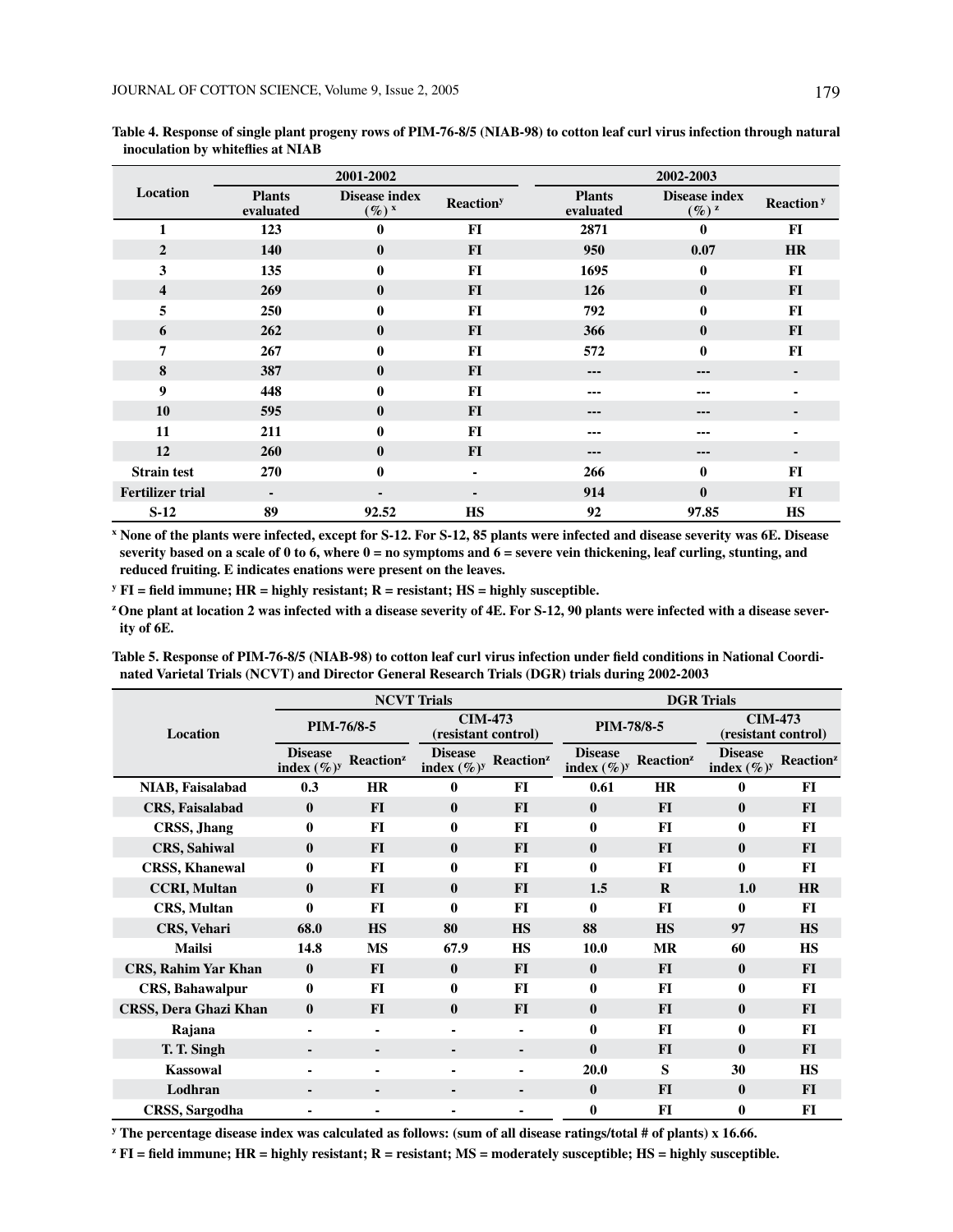**Table 4. Response of single plant progeny rows of PIM-76-8/5 (NIAB-98) to cotton leaf curl virus infection through natural inoculation by whiteflies at NIAB**

| Location | 2001-2002 | | | 2002-2003 | | |
|---|---|---|---|---|---|---|
| | Plants evaluated | Disease index (%) [x] | Reaction [y] | Plants evaluated | Disease index (%) [z] | Reaction [y] |
| 1 | 123 | 0 | FI | 2871 | 0 | FI |
| 2 | 140 | 0 | FI | 950 | 0.07 | HR |
| 3 | 135 | 0 | FI | 1695 | 0 | FI |
| 4 | 269 | 0 | FI | 126 | 0 | FI |
| 5 | 250 | 0 | FI | 792 | 0 | FI |
| 6 | 262 | 0 | FI | 366 | 0 | FI |
| 7 | 267 | 0 | FI | 572 | 0 | FI |
| 8 | 387 | 0 | FI | --- | --- | - |
| 9 | 448 | 0 | FI | --- | --- | - |
| 10 | 595 | 0 | FI | --- | --- | - |
| 11 | 211 | 0 | FI | --- | --- | - |
| 12 | 260 | 0 | FI | --- | --- | - |
| Strain test | 270 | 0 | - | 266 | 0 | FI |
| Fertilizer trial | - | - | - | 914 | 0 | FI |
| S-12 | 89 | 92.52 | HS | 92 | 97.85 | HS |

[x] None of the plants were infected, except for S-12. For S-12, 85 plants were infected and disease severity was 6E. Disease severity based on a scale of 0 to 6, where 0 = no symptoms and 6 = severe vein thickening, leaf curling, stunting, and reduced fruiting. E indicates enations were present on the leaves.

[y] FI = field immune; HR = highly resistant; R = resistant; HS = highly susceptible.

[z] One plant at location 2 was infected with a disease severity of 4E. For S-12, 90 plants were infected with a disease severity of 6E.

**Table 5. Response of PIM-76-8/5 (NIAB-98) to cotton leaf curl virus infection under field conditions in National Coordinated Varietal Trials (NCVT) and Director General Research Trials (DGR) trials during 2002-2003**

| Location | NCVT Trials | | | | DGR Trials | | | |
|---|---|---|---|---|---|---|---|---|
| | PIM-76/8-5 | | CIM-473 (resistant control) | | PIM-78/8-5 | | CIM-473 (resistant control) | |
| | Disease index (%) [y] | Reaction [z] | Disease index (%) [y] | Reaction [z] | Disease index (%) [y] | Reaction [z] | Disease index (%) [y] | Reaction [z] |
| NIAB, Faisalabad | 0.3 | HR | 0 | FI | 0.61 | HR | 0 | FI |
| CRS, Faisalabad | 0 | FI | 0 | FI | 0 | FI | 0 | FI |
| CRSS, Jhang | 0 | FI | 0 | FI | 0 | FI | 0 | FI |
| CRS, Sahiwal | 0 | FI | 0 | FI | 0 | FI | 0 | FI |
| CRSS, Khanewal | 0 | FI | 0 | FI | 0 | FI | 0 | FI |
| CCRI, Multan | 0 | FI | 0 | FI | 1.5 | R | 1.0 | HR |
| CRS, Multan | 0 | FI | 0 | FI | 0 | FI | 0 | FI |
| CRS, Vehari | 68.0 | HS | 80 | HS | 88 | HS | 97 | HS |
| Mailsi | 14.8 | MS | 67.9 | HS | 10.0 | MR | 60 | HS |
| CRS, Rahim Yar Khan | 0 | FI | 0 | FI | 0 | FI | 0 | FI |
| CRS, Bahawalpur | 0 | FI | 0 | FI | 0 | FI | 0 | FI |
| CRSS, Dera Ghazi Khan | 0 | FI | 0 | FI | 0 | FI | 0 | FI |
| Rajana | - | - | - | - | 0 | FI | 0 | FI |
| T. T. Singh | - | - | - | - | 0 | FI | 0 | FI |
| Kassowal | - | - | - | - | 20.0 | S | 30 | HS |
| Lodhran | - | - | - | - | 0 | FI | 0 | FI |
| CRSS, Sargodha | - | - | - | - | 0 | FI | 0 | FI |

[y] The percentage disease index was calculated as follows: (sum of all disease ratings/total # of plants) x 16.66.

[z] FI = field immune; HR = highly resistant; R = resistant; MS = moderately susceptible; HS = highly susceptible.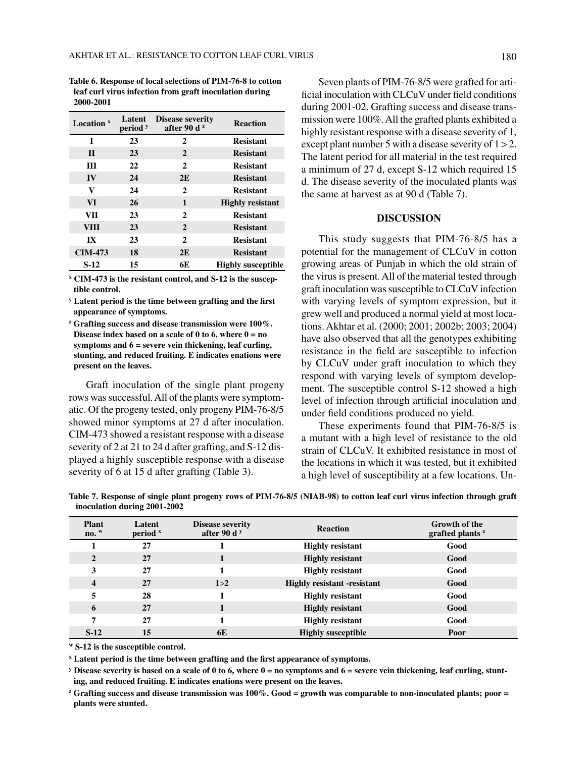**Table 6. Response of local selections of PIM-76-8 to cotton leaf curl virus infection from graft inoculation during 2000-2001**

| Location [x] | Latent period [y] | Disease severity after 90 d [z] | Reaction |
|---|---|---|---|
| I | 23 | 2 | Resistant |
| II | 23 | 2 | Resistant |
| III | 22 | 2 | Resistant |
| IV | 24 | 2E | Resistant |
| V | 24 | 2 | Resistant |
| VI | 26 | 1 | Highly resistant |
| VII | 23 | 2 | Resistant |
| VIII | 23 | 2 | Resistant |
| IX | 23 | 2 | Resistant |
| CIM-473 | 18 | 2E | Resistant |
| S-12 | 15 | 6E | Highly susceptible |

[x] CIM-473 is the resistant control, and S-12 is the susceptible control.

[y] Latent period is the time between grafting and the first appearance of symptoms.

[z] Grafting success and disease transmission were 100%. Disease index based on a scale of 0 to 6, where 0 = no symptoms and 6 = severe vein thickening, leaf curling, stunting, and reduced fruiting. E indicates enations were present on the leaves.

Graft inoculation of the single plant progeny rows was successful. All of the plants were symptomatic. Of the progeny tested, only progeny PIM-76-8/5 showed minor symptoms at 27 d after inoculation. CIM-473 showed a resistant response with a disease severity of 2 at 21 to 24 d after grafting, and S-12 displayed a highly susceptible response with a disease severity of 6 at 15 d after grafting (Table 3).

Seven plants of PIM-76-8/5 were grafted for artificial inoculation with CLCuV under field conditions during 2001-02. Grafting success and disease transmission were 100%. All the grafted plants exhibited a highly resistant response with a disease severity of 1, except plant number 5 with a disease severity of 1 > 2. The latent period for all material in the test required a minimum of 27 d, except S-12 which required 15 d. The disease severity of the inoculated plants was the same at harvest as at 90 d (Table 7).

## DISCUSSION

This study suggests that PIM-76-8/5 has a potential for the management of CLCuV in cotton growing areas of Punjab in which the old strain of the virus is present. All of the material tested through graft inoculation was susceptible to CLCuV infection with varying levels of symptom expression, but it grew well and produced a normal yield at most locations. Akhtar et al. (2000; 2001; 2002b; 2003; 2004) have also observed that all the genotypes exhibiting resistance in the field are susceptible to infection by CLCuV under graft inoculation to which they respond with varying levels of symptom development. The susceptible control S-12 showed a high level of infection through artificial inoculation and under field conditions produced no yield.

These experiments found that PIM-76-8/5 is a mutant with a high level of resistance to the old strain of CLCuV. It exhibited resistance in most of the locations in which it was tested, but it exhibited a high level of susceptibility at a few locations. Un-

**Table 7. Response of single plant progeny rows of PIM-76-8/5 (NIAB-98) to cotton leaf curl virus infection through graft inoculation during 2001-2002**

| Plant no. [w] | Latent period [x] | Disease severity after 90 d [y] | Reaction | Growth of the grafted plants [z] |
|---|---|---|---|---|
| 1 | 27 | 1 | Highly resistant | Good |
| 2 | 27 | 1 | Highly resistant | Good |
| 3 | 27 | 1 | Highly resistant | Good |
| 4 | 27 | 1>2 | Highly resistant -resistant | Good |
| 5 | 28 | 1 | Highly resistant | Good |
| 6 | 27 | 1 | Highly resistant | Good |
| 7 | 27 | 1 | Highly resistant | Good |
| S-12 | 15 | 6E | Highly susceptible | Poor |

[w] S-12 is the susceptible control.

[x] Latent period is the time between grafting and the first appearance of symptoms.

[y] Disease severity is based on a scale of 0 to 6, where 0 = no symptoms and 6 = severe vein thickening, leaf curling, stunting, and reduced fruiting. E indicates enations were present on the leaves.

[z] Grafting success and disease transmission was 100%. Good = growth was comparable to non-inoculated plants; poor = plants were stunted.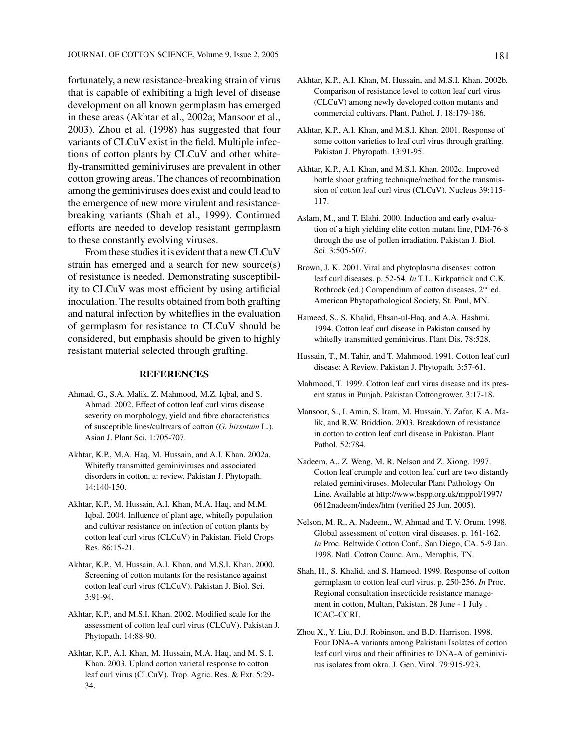fortunately, a new resistance-breaking strain of virus that is capable of exhibiting a high level of disease development on all known germplasm has emerged in these areas (Akhtar et al., 2002a; Mansoor et al., 2003). Zhou et al. (1998) has suggested that four variants of CLCuV exist in the field. Multiple infections of cotton plants by CLCuV and other whitefly-transmitted geminiviruses are prevalent in other cotton growing areas. The chances of recombination among the geminiviruses does exist and could lead to the emergence of new more virulent and resistance-breaking variants (Shah et al., 1999). Continued efforts are needed to develop resistant germplasm to these constantly evolving viruses.

From these studies it is evident that a new CLCuV strain has emerged and a search for new source(s) of resistance is needed. Demonstrating susceptibility to CLCuV was most efficient by using artificial inoculation. The results obtained from both grafting and natural infection by whiteflies in the evaluation of germplasm for resistance to CLCuV should be considered, but emphasis should be given to highly resistant material selected through grafting.

## REFERENCES

Ahmad, G., S.A. Malik, Z. Mahmood, M.Z. Iqbal, and S. Ahmad. 2002. Effect of cotton leaf curl virus disease severity on morphology, yield and fibre characteristics of susceptible lines/cultivars of cotton (*G. hirsutum* L.). Asian J. Plant Sci. 1:705-707.

Akhtar, K.P., M.A. Haq, M. Hussain, and A.I. Khan. 2002a. Whitefly transmitted geminiviruses and associated disorders in cotton, a: review. Pakistan J. Phytopath. 14:140-150.

Akhtar, K.P., M. Hussain, A.I. Khan, M.A. Haq, and M.M. Iqbal. 2004. Influence of plant age, whitefly population and cultivar resistance on infection of cotton plants by cotton leaf curl virus (CLCuV) in Pakistan. Field Crops Res. 86:15-21.

Akhtar, K.P., M. Hussain, A.I. Khan, and M.S.I. Khan. 2000. Screening of cotton mutants for the resistance against cotton leaf curl virus (CLCuV). Pakistan J. Biol. Sci. 3:91-94.

Akhtar, K.P., and M.S.I. Khan. 2002. Modified scale for the assessment of cotton leaf curl virus (CLCuV). Pakistan J. Phytopath. 14:88-90.

Akhtar, K.P., A.I. Khan, M. Hussain, M.A. Haq, and M. S. I. Khan. 2003. Upland cotton varietal response to cotton leaf curl virus (CLCuV). Trop. Agric. Res. & Ext. 5:29-34.

Akhtar, K.P., A.I. Khan, M. Hussain, and M.S.I. Khan. 2002b. Comparison of resistance level to cotton leaf curl virus (CLCuV) among newly developed cotton mutants and commercial cultivars. Plant. Pathol. J. 18:179-186.

Akhtar, K.P., A.I. Khan, and M.S.I. Khan. 2001. Response of some cotton varieties to leaf curl virus through grafting. Pakistan J. Phytopath. 13:91-95.

Akhtar, K.P., A.I. Khan, and M.S.I. Khan. 2002c. Improved bottle shoot grafting technique/method for the transmission of cotton leaf curl virus (CLCuV). Nucleus 39:115-117.

Aslam, M., and T. Elahi. 2000. Induction and early evaluation of a high yielding elite cotton mutant line, PIM-76-8 through the use of pollen irradiation. Pakistan J. Biol. Sci. 3:505-507.

Brown, J. K. 2001. Viral and phytoplasma diseases: cotton leaf curl diseases. p. 52-54. *In* T.L. Kirkpatrick and C.K. Rothrock (ed.) Compendium of cotton diseases. 2nd ed. American Phytopathological Society, St. Paul, MN.

Hameed, S., S. Khalid, Ehsan-ul-Haq, and A.A. Hashmi. 1994. Cotton leaf curl disease in Pakistan caused by whitefly transmitted geminivirus. Plant Dis. 78:528.

Hussain, T., M. Tahir, and T. Mahmood. 1991. Cotton leaf curl disease: A Review. Pakistan J. Phytopath. 3:57-61.

Mahmood, T. 1999. Cotton leaf curl virus disease and its present status in Punjab. Pakistan Cottongrower. 3:17-18.

Mansoor, S., I. Amin, S. Iram, M. Hussain, Y. Zafar, K.A. Malik, and R.W. Briddion. 2003. Breakdown of resistance in cotton to cotton leaf curl disease in Pakistan. Plant Pathol. 52:784.

Nadeem, A., Z. Weng, M. R. Nelson and Z. Xiong. 1997. Cotton leaf crumple and cotton leaf curl are two distantly related geminiviruses. Molecular Plant Pathology On Line. Available at http://www.bspp.org.uk/mppol/1997/0612nadeem/index/htm (verified 25 Jun. 2005).

Nelson, M. R., A. Nadeem., W. Ahmad and T. V. Orum. 1998. Global assessment of cotton viral diseases. p. 161-162. *In* Proc. Beltwide Cotton Conf., San Diego, CA. 5-9 Jan. 1998. Natl. Cotton Counc. Am., Memphis, TN.

Shah, H., S. Khalid, and S. Hameed. 1999. Response of cotton germplasm to cotton leaf curl virus. p. 250-256. *In* Proc. Regional consultation insecticide resistance management in cotton, Multan, Pakistan. 28 June - 1 July . ICAC–CCRI.

Zhou X., Y. Liu, D.J. Robinson, and B.D. Harrison. 1998. Four DNA-A variants among Pakistani Isolates of cotton leaf curl virus and their affinities to DNA-A of geminivirus isolates from okra. J. Gen. Virol. 79:915-923.